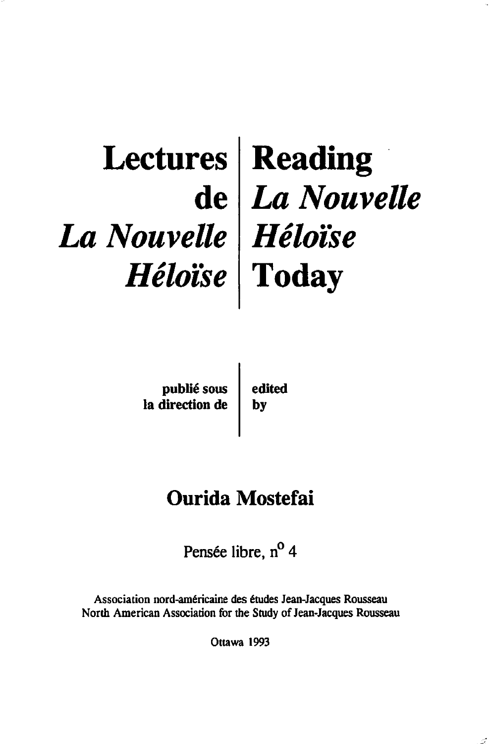# Lectures de *La Nouvelle Héloïse*

# Reading *La Nouvelle Héloïse* Today

**publié sous la direction de**

**edited by**

## Ourida Mostefai

Pensée libre, n° 4

Association nord-américaine des études Jean-Jacques Rousseau
North American Association for the Study of Jean-Jacques Rousseau

Ottawa 1993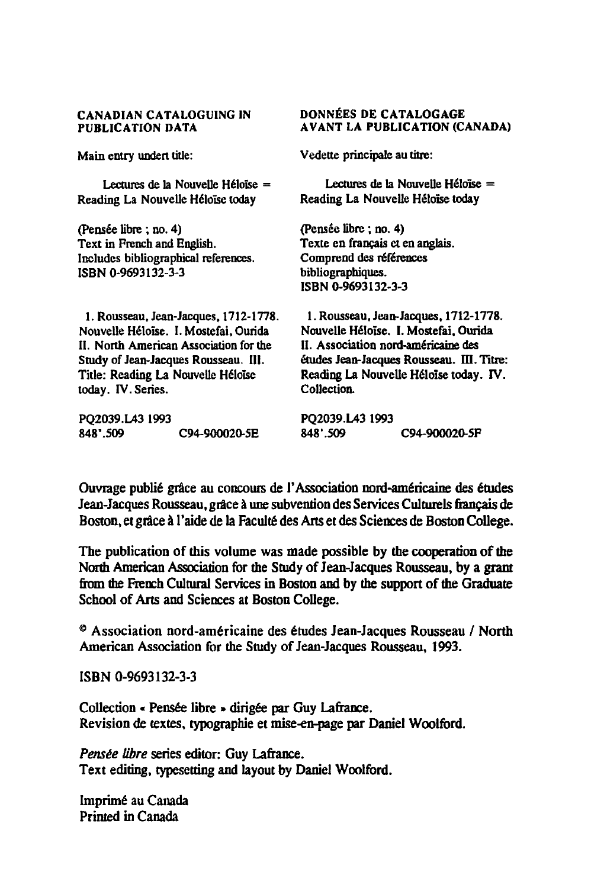**CANADIAN CATALOGUING IN PUBLICATION DATA**

Main entry undert title:

Lectures de la Nouvelle Héloïse = Reading La Nouvelle Héloïse today

(Pensée libre ; no. 4)
Text in French and English.
Includes bibliographical references.
ISBN 0-9693132-3-3

1. Rousseau, Jean-Jacques, 1712-1778. Nouvelle Héloïse. I. Mostefai, Ourida II. North American Association for the Study of Jean-Jacques Rousseau. III. Title: Reading La Nouvelle Héloïse today. IV. Series.

PQ2039.L43 1993
848'.509 C94-900020-5E

**DONNÉES DE CATALOGAGE AVANT LA PUBLICATION (CANADA)**

Vedette principale au titre:

Lectures de la Nouvelle Héloïse = Reading La Nouvelle Héloïse today

(Pensée libre ; no. 4)
Texte en français et en anglais.
Comprend des références bibliographiques.
ISBN 0-9693132-3-3

1. Rousseau, Jean-Jacques, 1712-1778. Nouvelle Héloïse. I. Mostefai, Ourida II. Association nord-américaine des études Jean-Jacques Rousseau. III. Titre: Reading La Nouvelle Héloïse today. IV. Collection.

PQ2039.L43 1993
848'.509 C94-900020-5F

Ouvrage publié grâce au concours de l'Association nord-américaine des études Jean-Jacques Rousseau, grâce à une subvention des Services Culturels français de Boston, et grâce à l'aide de la Faculté des Arts et des Sciences de Boston College.

The publication of this volume was made possible by the cooperation of the North American Association for the Study of Jean-Jacques Rousseau, by a grant from the French Cultural Services in Boston and by the support of the Graduate School of Arts and Sciences at Boston College.

© Association nord-américaine des études Jean-Jacques Rousseau / North American Association for the Study of Jean-Jacques Rousseau, 1993.

ISBN 0-9693132-3-3

Collection « Pensée libre » dirigée par Guy Lafrance.
Revision de textes, typographie et mise-en-page par Daniel Woolford.

*Pensée libre* series editor: Guy Lafrance.
Text editing, typesetting and layout by Daniel Woolford.

Imprimé au Canada
Printed in Canada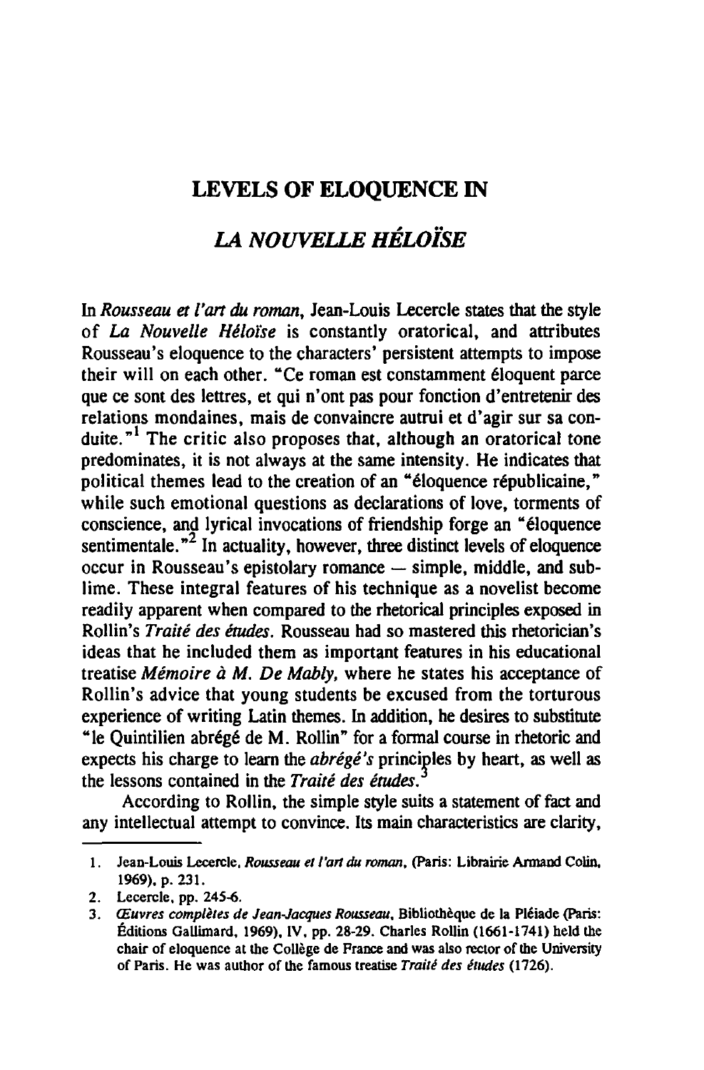# LEVELS OF ELOQUENCE IN

# *LA NOUVELLE HÉLOÏSE*

In *Rousseau et l'art du roman*, Jean-Louis Lecercle states that the style of *La Nouvelle Héloïse* is constantly oratorical, and attributes Rousseau's eloquence to the characters' persistent attempts to impose their will on each other. "Ce roman est constamment éloquent parce que ce sont des lettres, et qui n'ont pas pour fonction d'entretenir des relations mondaines, mais de convaincre autrui et d'agir sur sa conduite."[1] The critic also proposes that, although an oratorical tone predominates, it is not always at the same intensity. He indicates that political themes lead to the creation of an "éloquence républicaine," while such emotional questions as declarations of love, torments of conscience, and lyrical invocations of friendship forge an "éloquence sentimentale."[2] In actuality, however, three distinct levels of eloquence occur in Rousseau's epistolary romance — simple, middle, and sublime. These integral features of his technique as a novelist become readily apparent when compared to the rhetorical principles exposed in Rollin's *Traité des études*. Rousseau had so mastered this rhetorician's ideas that he included them as important features in his educational treatise *Mémoire à M. De Mably*, where he states his acceptance of Rollin's advice that young students be excused from the torturous experience of writing Latin themes. In addition, he desires to substitute "le Quintilien abrégé de M. Rollin" for a formal course in rhetoric and expects his charge to learn the *abrégé's* principles by heart, as well as the lessons contained in the *Traité des études*.[3]

According to Rollin, the simple style suits a statement of fact and any intellectual attempt to convince. Its main characteristics are clarity,

1. Jean-Louis Lecercle, *Rousseau et l'art du roman*, (Paris: Librairie Armand Colin, 1969), p. 231.
2. Lecercle, pp. 245-6.
3. *Œuvres complètes de Jean-Jacques Rousseau*, Bibliothèque de la Pléiade (Paris: Éditions Gallimard, 1969), IV, pp. 28-29. Charles Rollin (1661-1741) held the chair of eloquence at the Collège de France and was also rector of the University of Paris. He was author of the famous treatise *Traité des études* (1726).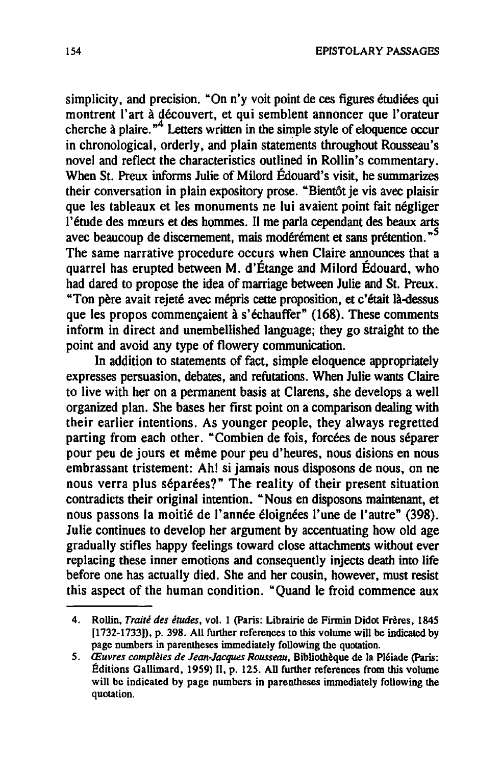simplicity, and precision. "On n'y voit point de ces figures étudiées qui montrent l'art à découvert, et qui semblent annoncer que l'orateur cherche à plaire."[4] Letters written in the simple style of eloquence occur in chronological, orderly, and plain statements throughout Rousseau's novel and reflect the characteristics outlined in Rollin's commentary. When St. Preux informs Julie of Milord Édouard's visit, he summarizes their conversation in plain expository prose. "Bientôt je vis avec plaisir que les tableaux et les monuments ne lui avaient point fait négliger l'étude des mœurs et des hommes. Il me parla cependant des beaux arts avec beaucoup de discernement, mais modérément et sans prétention."[5] The same narrative procedure occurs when Claire announces that a quarrel has erupted between M. d'Étange and Milord Édouard, who had dared to propose the idea of marriage between Julie and St. Preux. "Ton père avait rejeté avec mépris cette proposition, et c'était là-dessus que les propos commençaient à s'échauffer" (168). These comments inform in direct and unembellished language; they go straight to the point and avoid any type of flowery communication.

In addition to statements of fact, simple eloquence appropriately expresses persuasion, debates, and refutations. When Julie wants Claire to live with her on a permanent basis at Clarens, she develops a well organized plan. She bases her first point on a comparison dealing with their earlier intentions. As younger people, they always regretted parting from each other. "Combien de fois, forcées de nous séparer pour peu de jours et même pour peu d'heures, nous disions en nous embrassant tristement: Ah! si jamais nous disposons de nous, on ne nous verra plus séparées?" The reality of their present situation contradicts their original intention. "Nous en disposons maintenant, et nous passons la moitié de l'année éloignées l'une de l'autre" (398). Julie continues to develop her argument by accentuating how old age gradually stifles happy feelings toward close attachments without ever replacing these inner emotions and consequently injects death into life before one has actually died. She and her cousin, however, must resist this aspect of the human condition. "Quand le froid commence aux

---

4. Rollin, *Traité des études*, vol. 1 (Paris: Librairie de Firmin Didot Frères, 1845 [1732-1733]), p. 398. All further references to this volume will be indicated by page numbers in parentheses immediately following the quotation.

5. *Œuvres complètes de Jean-Jacques Rousseau*, Bibliothèque de la Pléiade (Paris: Éditions Gallimard, 1959) II, p. 125. All further references from this volume will be indicated by page numbers in parentheses immediately following the quotation.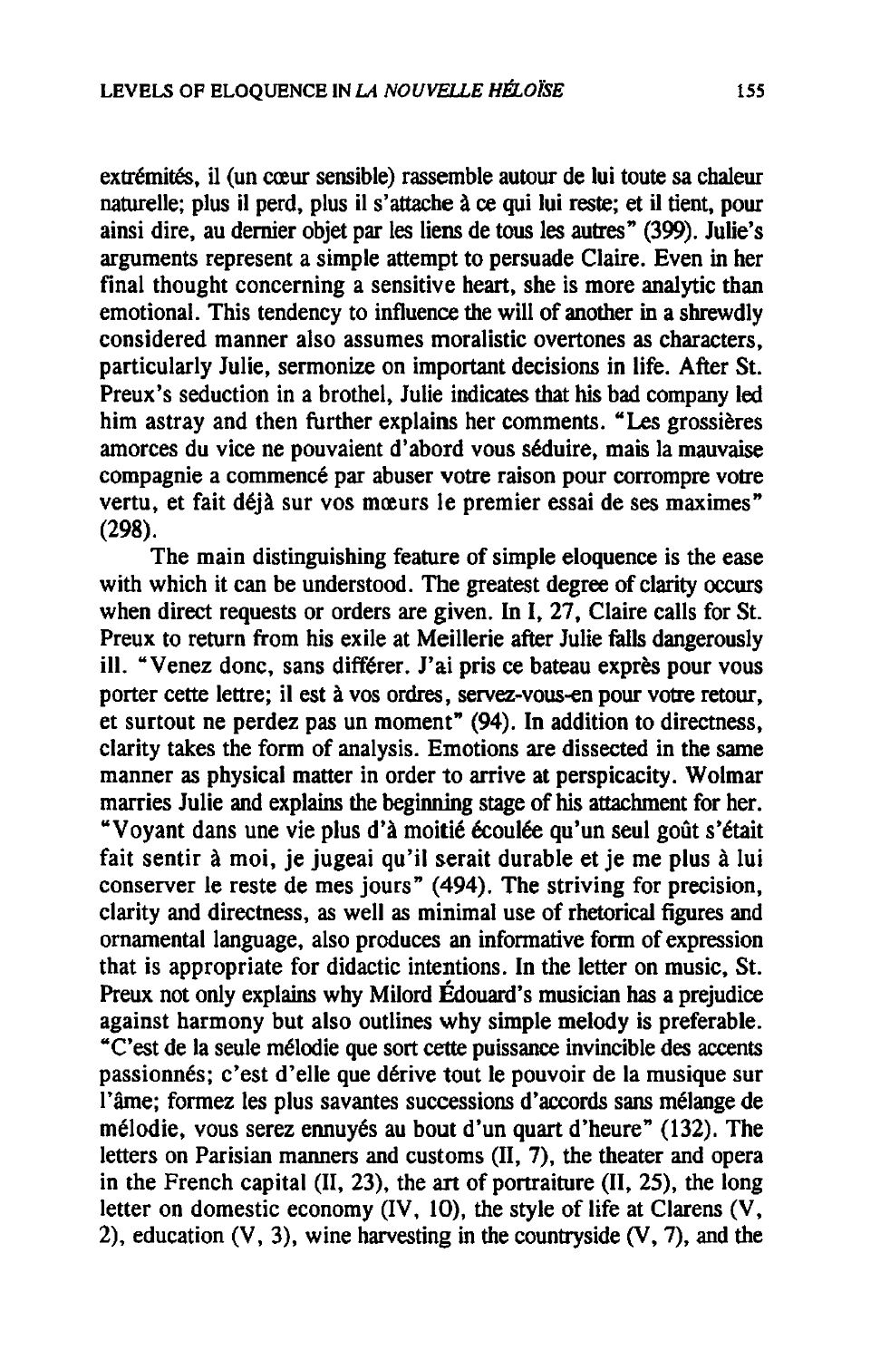extrémités, il (un cœur sensible) rassemble autour de lui toute sa chaleur naturelle; plus il perd, plus il s'attache à ce qui lui reste; et il tient, pour ainsi dire, au dernier objet par les liens de tous les autres" (399). Julie's arguments represent a simple attempt to persuade Claire. Even in her final thought concerning a sensitive heart, she is more analytic than emotional. This tendency to influence the will of another in a shrewdly considered manner also assumes moralistic overtones as characters, particularly Julie, sermonize on important decisions in life. After St. Preux's seduction in a brothel, Julie indicates that his bad company led him astray and then further explains her comments. "Les grossières amorces du vice ne pouvaient d'abord vous séduire, mais la mauvaise compagnie a commencé par abuser votre raison pour corrompre votre vertu, et fait déjà sur vos mœurs le premier essai de ses maximes" (298).

The main distinguishing feature of simple eloquence is the ease with which it can be understood. The greatest degree of clarity occurs when direct requests or orders are given. In I, 27, Claire calls for St. Preux to return from his exile at Meillerie after Julie falls dangerously ill. "Venez donc, sans différer. J'ai pris ce bateau exprès pour vous porter cette lettre; il est à vos ordres, servez-vous-en pour votre retour, et surtout ne perdez pas un moment" (94). In addition to directness, clarity takes the form of analysis. Emotions are dissected in the same manner as physical matter in order to arrive at perspicacity. Wolmar marries Julie and explains the beginning stage of his attachment for her. "Voyant dans une vie plus d'à moitié écoulée qu'un seul goût s'était fait sentir à moi, je jugeai qu'il serait durable et je me plus à lui conserver le reste de mes jours" (494). The striving for precision, clarity and directness, as well as minimal use of rhetorical figures and ornamental language, also produces an informative form of expression that is appropriate for didactic intentions. In the letter on music, St. Preux not only explains why Milord Édouard's musician has a prejudice against harmony but also outlines why simple melody is preferable. "C'est de la seule mélodie que sort cette puissance invincible des accents passionnés; c'est d'elle que dérive tout le pouvoir de la musique sur l'âme; formez les plus savantes successions d'accords sans mélange de mélodie, vous serez ennuyés au bout d'un quart d'heure" (132). The letters on Parisian manners and customs (II, 7), the theater and opera in the French capital (II, 23), the art of portraiture (II, 25), the long letter on domestic economy (IV, 10), the style of life at Clarens (V, 2), education (V, 3), wine harvesting in the countryside (V, 7), and the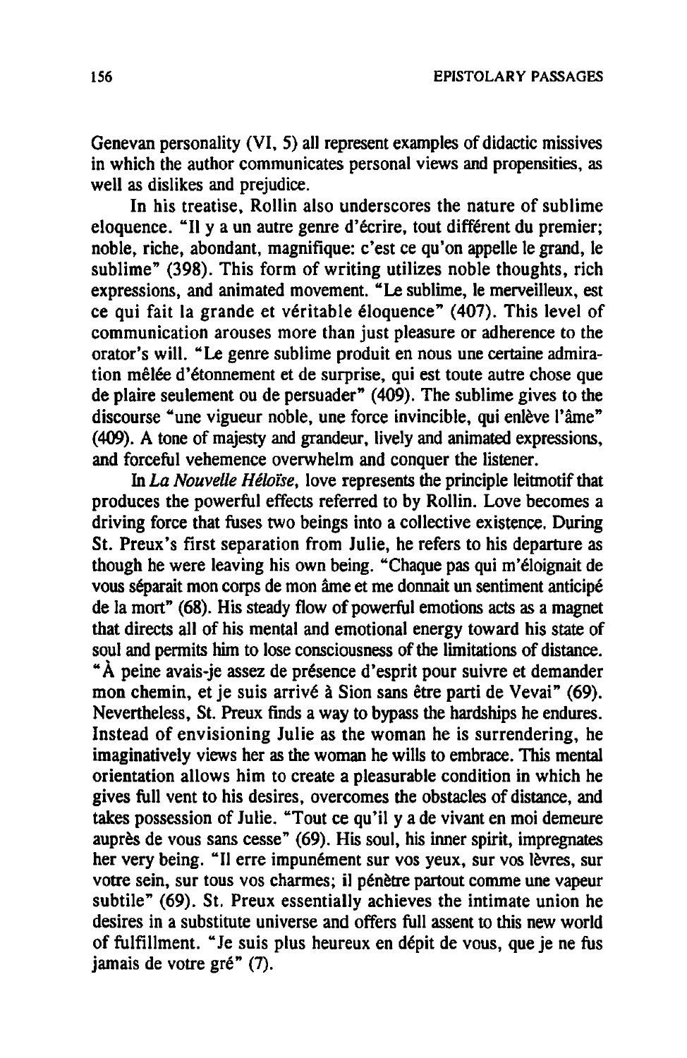Genevan personality (VI, 5) all represent examples of didactic missives in which the author communicates personal views and propensities, as well as dislikes and prejudice.

In his treatise, Rollin also underscores the nature of sublime eloquence. "Il y a un autre genre d'écrire, tout différent du premier; noble, riche, abondant, magnifique: c'est ce qu'on appelle le grand, le sublime" (398). This form of writing utilizes noble thoughts, rich expressions, and animated movement. "Le sublime, le merveilleux, est ce qui fait la grande et véritable éloquence" (407). This level of communication arouses more than just pleasure or adherence to the orator's will. "Le genre sublime produit en nous une certaine admiration mêlée d'étonnement et de surprise, qui est toute autre chose que de plaire seulement ou de persuader" (409). The sublime gives to the discourse "une vigueur noble, une force invincible, qui enlève l'âme" (409). A tone of majesty and grandeur, lively and animated expressions, and forceful vehemence overwhelm and conquer the listener.

In *La Nouvelle Héloïse*, love represents the principle leitmotif that produces the powerful effects referred to by Rollin. Love becomes a driving force that fuses two beings into a collective existence. During St. Preux's first separation from Julie, he refers to his departure as though he were leaving his own being. "Chaque pas qui m'éloignait de vous séparait mon corps de mon âme et me donnait un sentiment anticipé de la mort" (68). His steady flow of powerful emotions acts as a magnet that directs all of his mental and emotional energy toward his state of soul and permits him to lose consciousness of the limitations of distance. "À peine avais-je assez de présence d'esprit pour suivre et demander mon chemin, et je suis arrivé à Sion sans être parti de Vevai" (69). Nevertheless, St. Preux finds a way to bypass the hardships he endures. Instead of envisioning Julie as the woman he is surrendering, he imaginatively views her as the woman he wills to embrace. This mental orientation allows him to create a pleasurable condition in which he gives full vent to his desires, overcomes the obstacles of distance, and takes possession of Julie. "Tout ce qu'il y a de vivant en moi demeure auprès de vous sans cesse" (69). His soul, his inner spirit, impregnates her very being. "Il erre impunément sur vos yeux, sur vos lèvres, sur votre sein, sur tous vos charmes; il pénètre partout comme une vapeur subtile" (69). St. Preux essentially achieves the intimate union he desires in a substitute universe and offers full assent to this new world of fulfillment. "Je suis plus heureux en dépit de vous, que je ne fus jamais de votre gré" (7).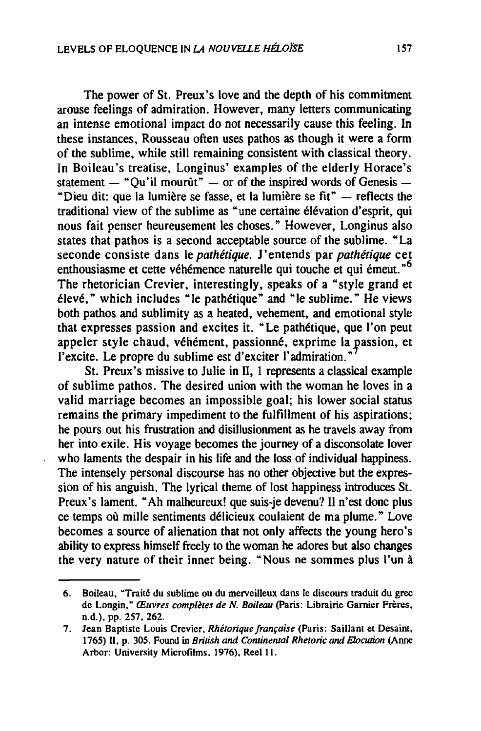The power of St. Preux's love and the depth of his commitment arouse feelings of admiration. However, many letters communicating an intense emotional impact do not necessarily cause this feeling. In these instances, Rousseau often uses pathos as though it were a form of the sublime, while still remaining consistent with classical theory. In Boileau's treatise, Longinus' examples of the elderly Horace's statement — "Qu'il mourût" — or of the inspired words of Genesis — "Dieu dit: que la lumière se fasse, et la lumière se fit" — reflects the traditional view of the sublime as "une certaine élévation d'esprit, qui nous fait penser heureusement les choses." However, Longinus also states that pathos is a second acceptable source of the sublime. "La seconde consiste dans le *pathétique*. J'entends par *pathétique* cet enthousiasme et cette véhémence naturelle qui touche et qui émeut."[6] The rhetorician Crevier, interestingly, speaks of a "style grand et élevé," which includes "le pathétique" and "le sublime." He views both pathos and sublimity as a heated, vehement, and emotional style that expresses passion and excites it. "Le pathétique, que l'on peut appeler style chaud, véhément, passionné, exprime la passion, et l'excite. Le propre du sublime est d'exciter l'admiration."[7]

St. Preux's missive to Julie in II, 1 represents a classical example of sublime pathos. The desired union with the woman he loves in a valid marriage becomes an impossible goal; his lower social status remains the primary impediment to the fulfillment of his aspirations; he pours out his frustration and disillusionment as he travels away from her into exile. His voyage becomes the journey of a disconsolate lover who laments the despair in his life and the loss of individual happiness. The intensely personal discourse has no other objective but the expression of his anguish. The lyrical theme of lost happiness introduces St. Preux's lament. "Ah malheureux! que suis-je devenu? Il n'est donc plus ce temps où mille sentiments délicieux coulaient de ma plume." Love becomes a source of alienation that not only affects the young hero's ability to express himself freely to the woman he adores but also changes the very nature of their inner being. "Nous ne sommes plus l'un à

---

6. Boileau, "Traité du sublime ou du merveilleux dans le discours traduit du grec de Longin," *Œuvres complètes de N. Boileau* (Paris: Librairie Garnier Frères, n.d.), pp. 257, 262.

7. Jean Baptiste Louis Crevier, *Rhétorique française* (Paris: Saillant et Desaint, 1765) II, p. 305. Found in *British and Continental Rhetoric and Elocution* (Anne Arbor: University Microfilms, 1976), Reel 11.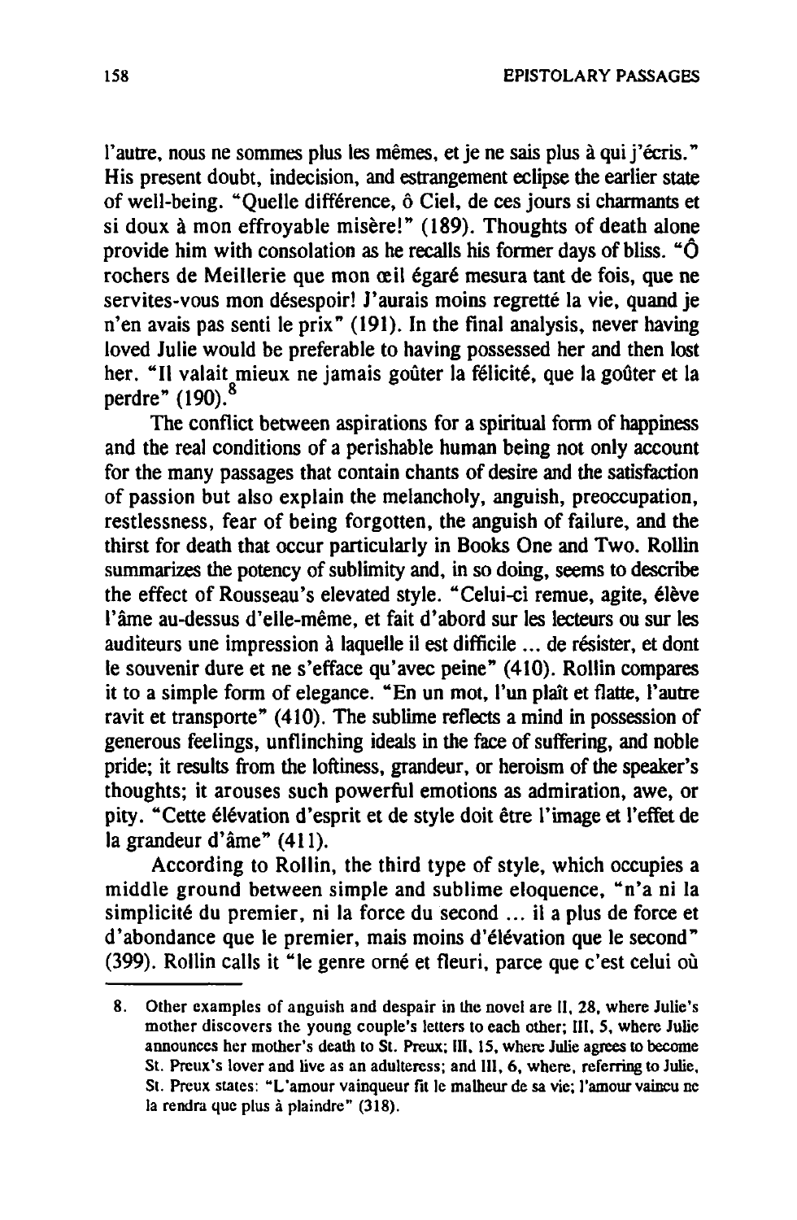l'autre, nous ne sommes plus les mêmes, et je ne sais plus à qui j'écris." His present doubt, indecision, and estrangement eclipse the earlier state of well-being. "Quelle différence, ô Ciel, de ces jours si charmants et si doux à mon effroyable misère!" (189). Thoughts of death alone provide him with consolation as he recalls his former days of bliss. "Ô rochers de Meillerie que mon œil égaré mesura tant de fois, que ne servites-vous mon désespoir! J'aurais moins regretté la vie, quand je n'en avais pas senti le prix" (191). In the final analysis, never having loved Julie would be preferable to having possessed her and then lost her. "Il valait mieux ne jamais goûter la félicité, que la goûter et la perdre" (190).[8]

The conflict between aspirations for a spiritual form of happiness and the real conditions of a perishable human being not only account for the many passages that contain chants of desire and the satisfaction of passion but also explain the melancholy, anguish, preoccupation, restlessness, fear of being forgotten, the anguish of failure, and the thirst for death that occur particularly in Books One and Two. Rollin summarizes the potency of sublimity and, in so doing, seems to describe the effect of Rousseau's elevated style. "Celui-ci remue, agite, élève l'âme au-dessus d'elle-même, et fait d'abord sur les lecteurs ou sur les auditeurs une impression à laquelle il est difficile ... de résister, et dont le souvenir dure et ne s'efface qu'avec peine" (410). Rollin compares it to a simple form of elegance. "En un mot, l'un plaît et flatte, l'autre ravit et transporte" (410). The sublime reflects a mind in possession of generous feelings, unflinching ideals in the face of suffering, and noble pride; it results from the loftiness, grandeur, or heroism of the speaker's thoughts; it arouses such powerful emotions as admiration, awe, or pity. "Cette élévation d'esprit et de style doit être l'image et l'effet de la grandeur d'âme" (411).

According to Rollin, the third type of style, which occupies a middle ground between simple and sublime eloquence, "n'a ni la simplicité du premier, ni la force du second ... il a plus de force et d'abondance que le premier, mais moins d'élévation que le second" (399). Rollin calls it "le genre orné et fleuri, parce que c'est celui où

---

8. Other examples of anguish and despair in the novel are II, 28, where Julie's mother discovers the young couple's letters to each other; III, 5, where Julie announces her mother's death to St. Preux; III, 15, where Julie agrees to become St. Preux's lover and live as an adulteress; and III, 6, where, referring to Julie, St. Preux states: "L'amour vainqueur fit le malheur de sa vie; l'amour vaincu ne la rendra que plus à plaindre" (318).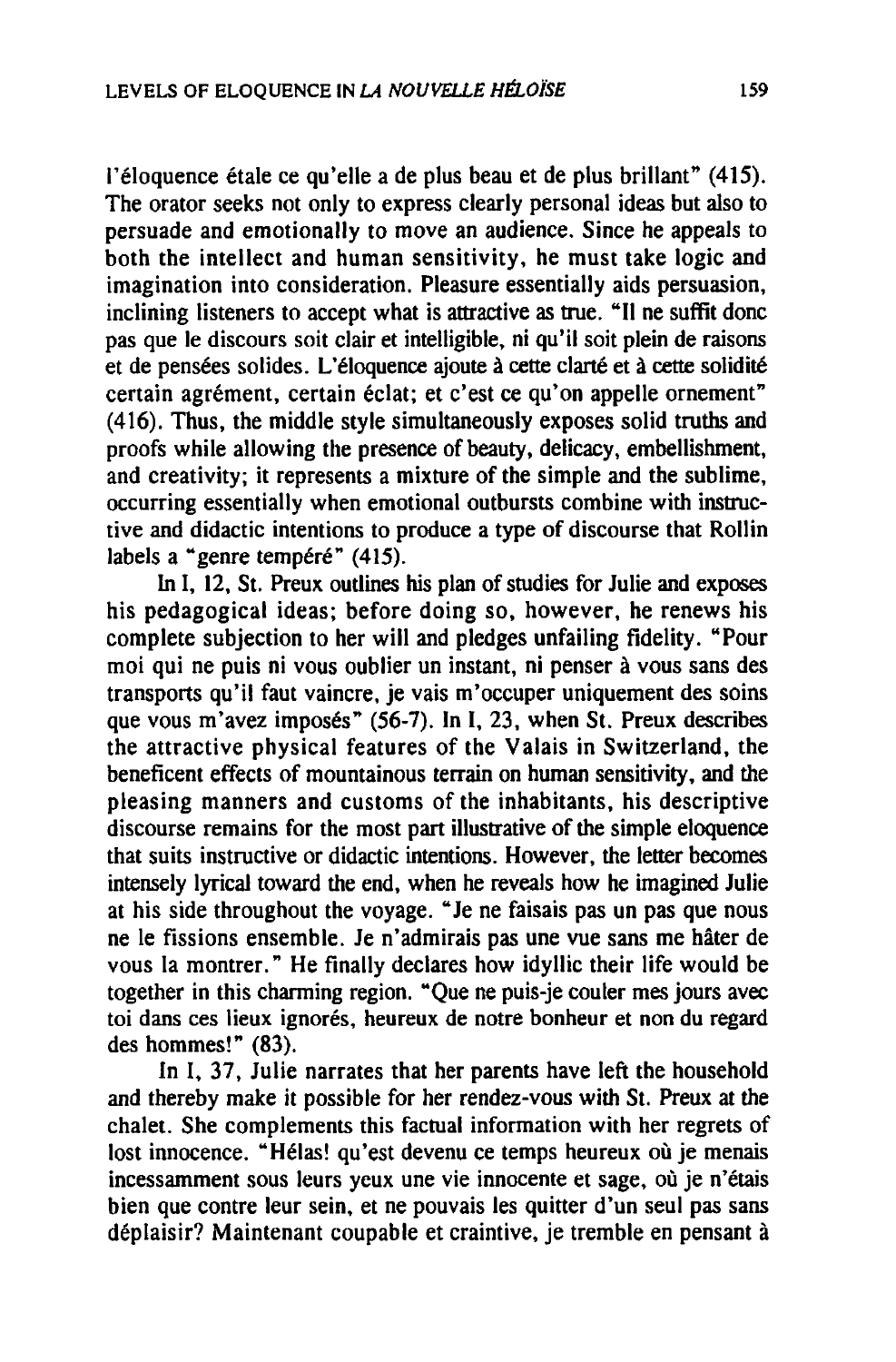l'éloquence étale ce qu'elle a de plus beau et de plus brillant" (415). The orator seeks not only to express clearly personal ideas but also to persuade and emotionally to move an audience. Since he appeals to both the intellect and human sensitivity, he must take logic and imagination into consideration. Pleasure essentially aids persuasion, inclining listeners to accept what is attractive as true. "Il ne suffit donc pas que le discours soit clair et intelligible, ni qu'il soit plein de raisons et de pensées solides. L'éloquence ajoute à cette clarté et à cette solidité certain agrément, certain éclat; et c'est ce qu'on appelle ornement" (416). Thus, the middle style simultaneously exposes solid truths and proofs while allowing the presence of beauty, delicacy, embellishment, and creativity; it represents a mixture of the simple and the sublime, occurring essentially when emotional outbursts combine with instructive and didactic intentions to produce a type of discourse that Rollin labels a "genre tempéré" (415).

In I, 12, St. Preux outlines his plan of studies for Julie and exposes his pedagogical ideas; before doing so, however, he renews his complete subjection to her will and pledges unfailing fidelity. "Pour moi qui ne puis ni vous oublier un instant, ni penser à vous sans des transports qu'il faut vaincre, je vais m'occuper uniquement des soins que vous m'avez imposés" (56-7). In I, 23, when St. Preux describes the attractive physical features of the Valais in Switzerland, the beneficent effects of mountainous terrain on human sensitivity, and the pleasing manners and customs of the inhabitants, his descriptive discourse remains for the most part illustrative of the simple eloquence that suits instructive or didactic intentions. However, the letter becomes intensely lyrical toward the end, when he reveals how he imagined Julie at his side throughout the voyage. "Je ne faisais pas un pas que nous ne le fissions ensemble. Je n'admirais pas une vue sans me hâter de vous la montrer." He finally declares how idyllic their life would be together in this charming region. "Que ne puis-je couler mes jours avec toi dans ces lieux ignorés, heureux de notre bonheur et non du regard des hommes!" (83).

In I, 37, Julie narrates that her parents have left the household and thereby make it possible for her rendez-vous with St. Preux at the chalet. She complements this factual information with her regrets of lost innocence. "Hélas! qu'est devenu ce temps heureux où je menais incessamment sous leurs yeux une vie innocente et sage, où je n'étais bien que contre leur sein, et ne pouvais les quitter d'un seul pas sans déplaisir? Maintenant coupable et craintive, je tremble en pensant à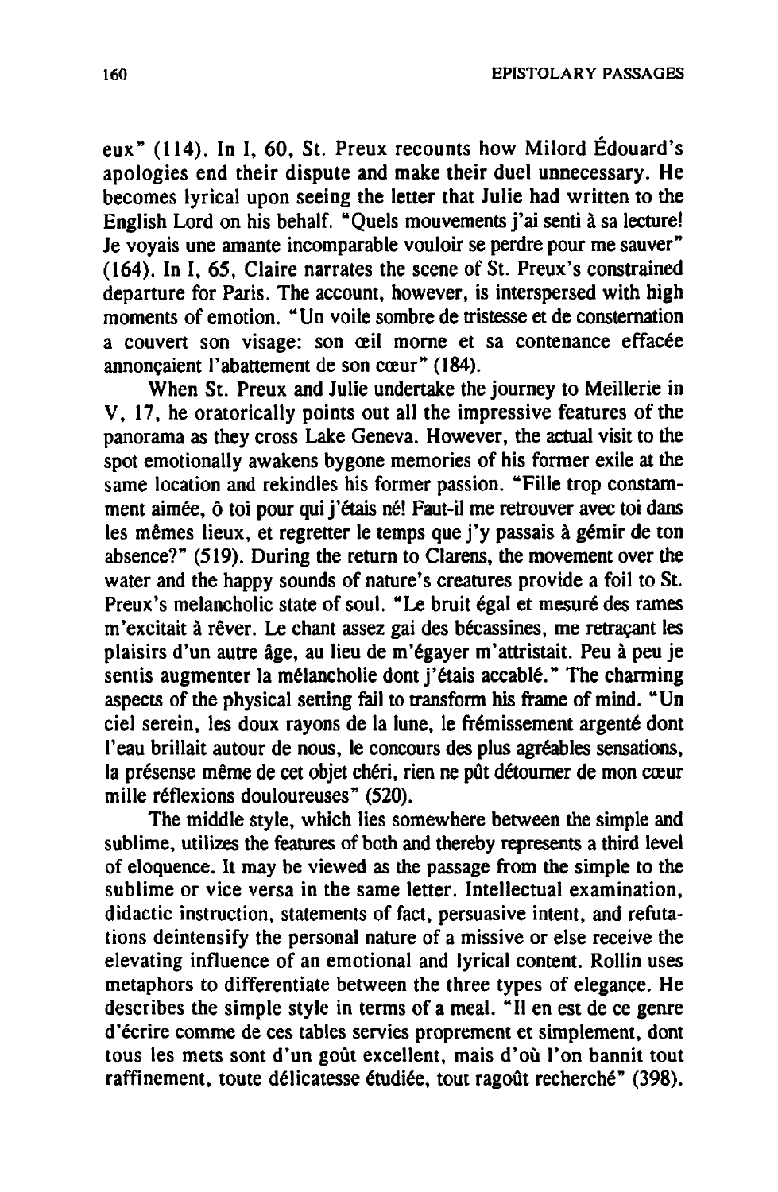eux" (114). In I, 60, St. Preux recounts how Milord Édouard's apologies end their dispute and make their duel unnecessary. He becomes lyrical upon seeing the letter that Julie had written to the English Lord on his behalf. "Quels mouvements j'ai senti à sa lecture! Je voyais une amante incomparable vouloir se perdre pour me sauver" (164). In I, 65, Claire narrates the scene of St. Preux's constrained departure for Paris. The account, however, is interspersed with high moments of emotion. "Un voile sombre de tristesse et de consternation a couvert son visage: son œil morne et sa contenance effacée annonçaient l'abattement de son cœur" (184).

When St. Preux and Julie undertake the journey to Meillerie in V, 17, he oratorically points out all the impressive features of the panorama as they cross Lake Geneva. However, the actual visit to the spot emotionally awakens bygone memories of his former exile at the same location and rekindles his former passion. "Fille trop constamment aimée, ô toi pour qui j'étais né! Faut-il me retrouver avec toi dans les mêmes lieux, et regretter le temps que j'y passais à gémir de ton absence?" (519). During the return to Clarens, the movement over the water and the happy sounds of nature's creatures provide a foil to St. Preux's melancholic state of soul. "Le bruit égal et mesuré des rames m'excitait à rêver. Le chant assez gai des bécassines, me retraçant les plaisirs d'un autre âge, au lieu de m'égayer m'attristait. Peu à peu je sentis augmenter la mélancholie dont j'étais accablé." The charming aspects of the physical setting fail to transform his frame of mind. "Un ciel serein, les doux rayons de la lune, le frémissement argenté dont l'eau brillait autour de nous, le concours des plus agréables sensations, la présense même de cet objet chéri, rien ne pût détourner de mon cœur mille réflexions douloureuses" (520).

The middle style, which lies somewhere between the simple and sublime, utilizes the features of both and thereby represents a third level of eloquence. It may be viewed as the passage from the simple to the sublime or vice versa in the same letter. Intellectual examination, didactic instruction, statements of fact, persuasive intent, and refutations deintensify the personal nature of a missive or else receive the elevating influence of an emotional and lyrical content. Rollin uses metaphors to differentiate between the three types of elegance. He describes the simple style in terms of a meal. "Il en est de ce genre d'écrire comme de ces tables servies proprement et simplement, dont tous les mets sont d'un goût excellent, mais d'où l'on bannit tout raffinement, toute délicatesse étudiée, tout ragoût recherché" (398).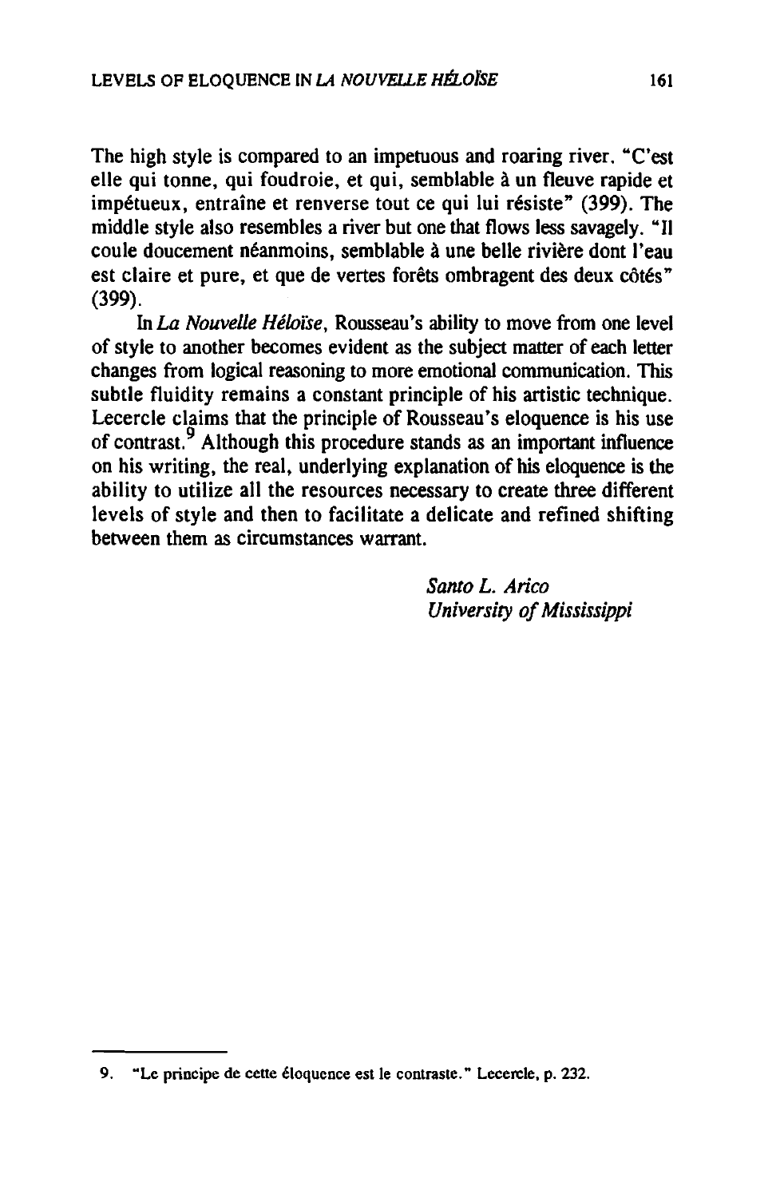The high style is compared to an impetuous and roaring river. "C'est elle qui tonne, qui foudroie, et qui, semblable à un fleuve rapide et impétueux, entraîne et renverse tout ce qui lui résiste" (399). The middle style also resembles a river but one that flows less savagely. "Il coule doucement néanmoins, semblable à une belle rivière dont l'eau est claire et pure, et que de vertes forêts ombragent des deux côtés" (399).

In *La Nouvelle Héloïse*, Rousseau's ability to move from one level of style to another becomes evident as the subject matter of each letter changes from logical reasoning to more emotional communication. This subtle fluidity remains a constant principle of his artistic technique. Lecercle claims that the principle of Rousseau's eloquence is his use of contrast.[9] Although this procedure stands as an important influence on his writing, the real, underlying explanation of his eloquence is the ability to utilize all the resources necessary to create three different levels of style and then to facilitate a delicate and refined shifting between them as circumstances warrant.

*Santo L. Arico*
*University of Mississippi*

---

9. "Le principe de cette éloquence est le contraste." Lecercle, p. 232.